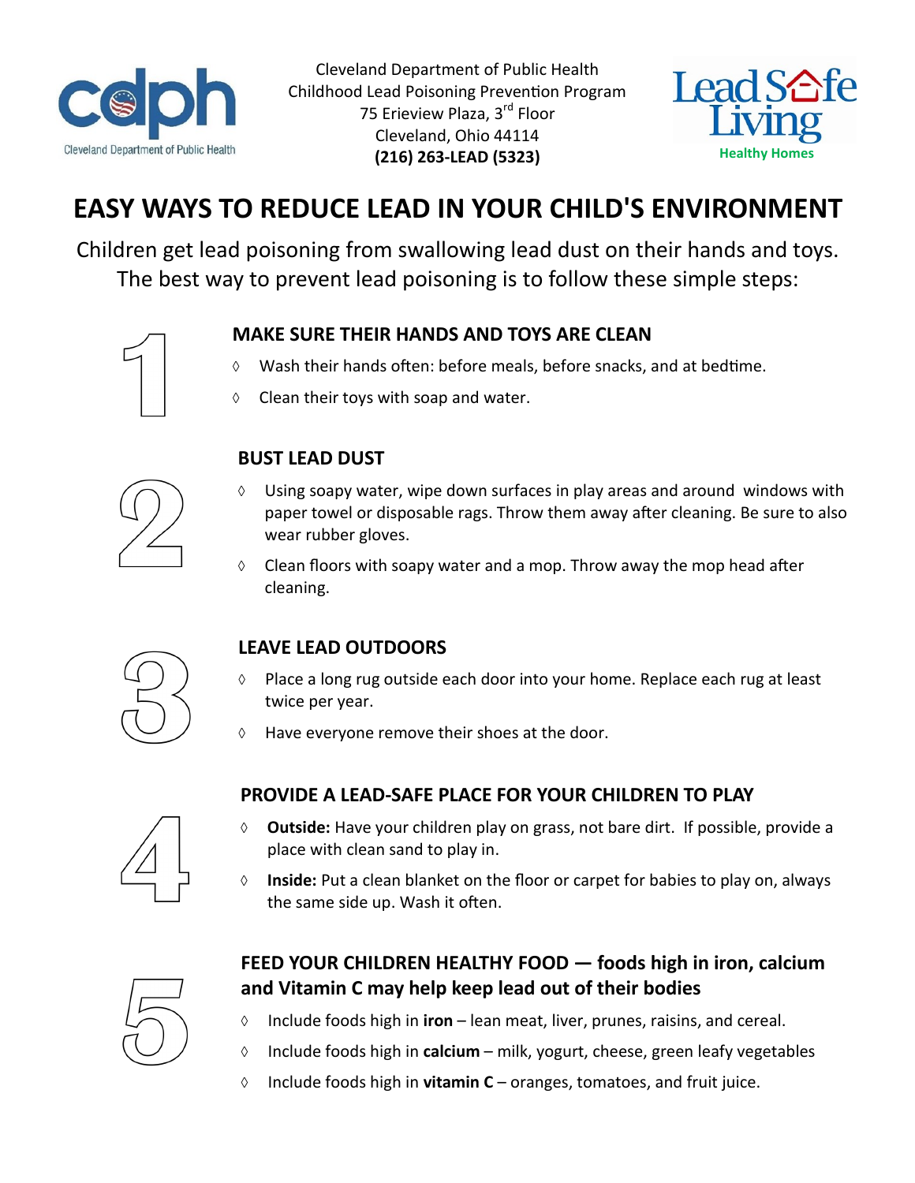Cleveland Department of Public Health
Childhood Lead Poisoning Prevention Program
75 Erieview Plaza, 3rd Floor
Cleveland, Ohio 44114
**(216) 263-LEAD (5323)**

# EASY WAYS TO REDUCE LEAD IN YOUR CHILD'S ENVIRONMENT

Children get lead poisoning from swallowing lead dust on their hands and toys. The best way to prevent lead poisoning is to follow these simple steps:

## 1 MAKE SURE THEIR HANDS AND TOYS ARE CLEAN

- Wash their hands often: before meals, before snacks, and at bedtime.
- Clean their toys with soap and water.

## 2 BUST LEAD DUST

- Using soapy water, wipe down surfaces in play areas and around windows with paper towel or disposable rags. Throw them away after cleaning. Be sure to also wear rubber gloves.
- Clean floors with soapy water and a mop. Throw away the mop head after cleaning.

## 3 LEAVE LEAD OUTDOORS

- Place a long rug outside each door into your home. Replace each rug at least twice per year.
- Have everyone remove their shoes at the door.

## 4 PROVIDE A LEAD-SAFE PLACE FOR YOUR CHILDREN TO PLAY

- **Outside:** Have your children play on grass, not bare dirt. If possible, provide a place with clean sand to play in.
- **Inside:** Put a clean blanket on the floor or carpet for babies to play on, always the same side up. Wash it often.

## 5 FEED YOUR CHILDREN HEALTHY FOOD — foods high in iron, calcium and Vitamin C may help keep lead out of their bodies

- Include foods high in **iron** – lean meat, liver, prunes, raisins, and cereal.
- Include foods high in **calcium** – milk, yogurt, cheese, green leafy vegetables
- Include foods high in **vitamin C** – oranges, tomatoes, and fruit juice.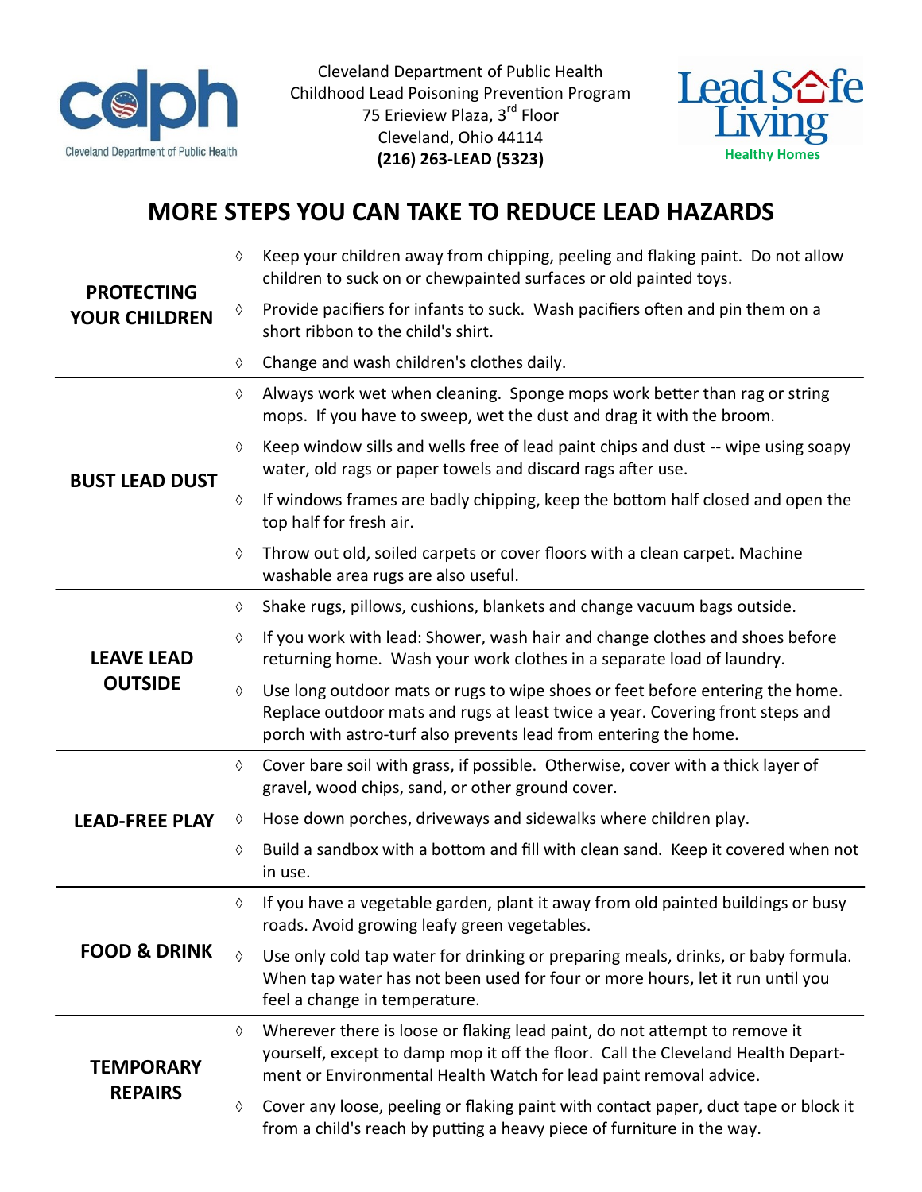Cleveland Department of Public Health
Childhood Lead Poisoning Prevention Program
75 Erieview Plaza, 3rd Floor
Cleveland, Ohio 44114
**(216) 263-LEAD (5323)**

# MORE STEPS YOU CAN TAKE TO REDUCE LEAD HAZARDS

## PROTECTING YOUR CHILDREN

- Keep your children away from chipping, peeling and flaking paint. Do not allow children to suck on or chewpainted surfaces or old painted toys.
- Provide pacifiers for infants to suck. Wash pacifiers often and pin them on a short ribbon to the child's shirt.
- Change and wash children's clothes daily.

## BUST LEAD DUST

- Always work wet when cleaning. Sponge mops work better than rag or string mops. If you have to sweep, wet the dust and drag it with the broom.
- Keep window sills and wells free of lead paint chips and dust -- wipe using soapy water, old rags or paper towels and discard rags after use.
- If windows frames are badly chipping, keep the bottom half closed and open the top half for fresh air.
- Throw out old, soiled carpets or cover floors with a clean carpet. Machine washable area rugs are also useful.

## LEAVE LEAD OUTSIDE

- Shake rugs, pillows, cushions, blankets and change vacuum bags outside.
- If you work with lead: Shower, wash hair and change clothes and shoes before returning home. Wash your work clothes in a separate load of laundry.
- Use long outdoor mats or rugs to wipe shoes or feet before entering the home. Replace outdoor mats and rugs at least twice a year. Covering front steps and porch with astro-turf also prevents lead from entering the home.

## LEAD-FREE PLAY

- Cover bare soil with grass, if possible. Otherwise, cover with a thick layer of gravel, wood chips, sand, or other ground cover.
- Hose down porches, driveways and sidewalks where children play.
- Build a sandbox with a bottom and fill with clean sand. Keep it covered when not in use.

## FOOD & DRINK

- If you have a vegetable garden, plant it away from old painted buildings or busy roads. Avoid growing leafy green vegetables.
- Use only cold tap water for drinking or preparing meals, drinks, or baby formula. When tap water has not been used for four or more hours, let it run until you feel a change in temperature.

## TEMPORARY REPAIRS

- Wherever there is loose or flaking lead paint, do not attempt to remove it yourself, except to damp mop it off the floor. Call the Cleveland Health Department or Environmental Health Watch for lead paint removal advice.
- Cover any loose, peeling or flaking paint with contact paper, duct tape or block it from a child's reach by putting a heavy piece of furniture in the way.